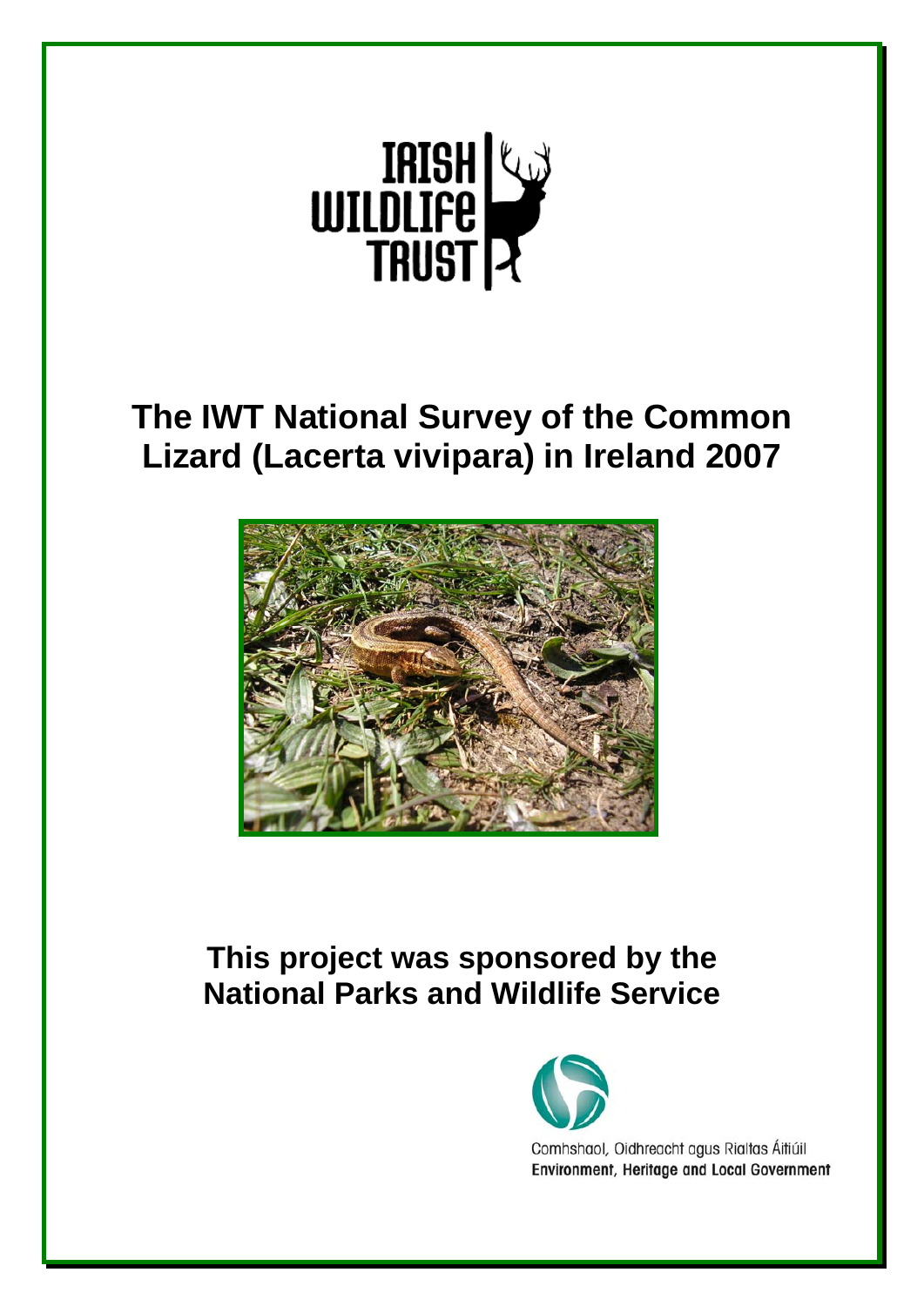IRISH WILDLIFE TRUST

# The IWT National Survey of the Common Lizard (Lacerta vivipara) in Ireland 2007

## This project was sponsored by the National Parks and Wildlife Service

Comhshaol, Oidhreacht agus Rialtas Áitiúil
Environment, Heritage and Local Government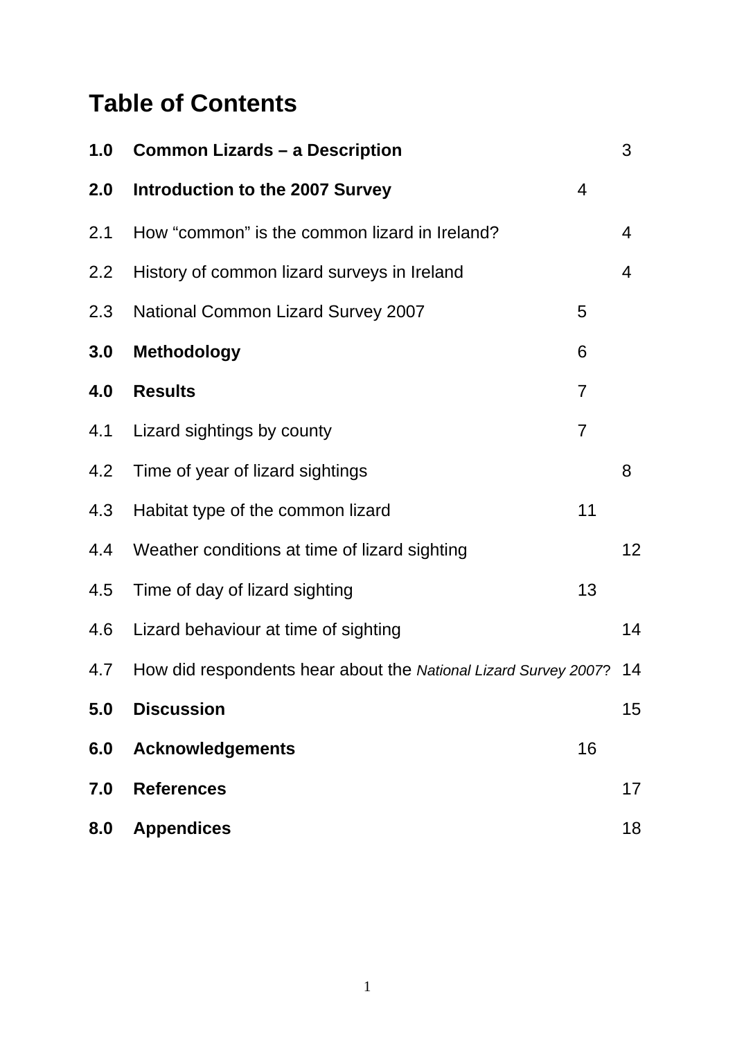# Table of Contents

| | | |
|---|---|---|
| **1.0** | **Common Lizards – a Description** | 3 |
| **2.0** | **Introduction to the 2007 Survey** | 4 |
| 2.1 | How “common” is the common lizard in Ireland? | 4 |
| 2.2 | History of common lizard surveys in Ireland | 4 |
| 2.3 | National Common Lizard Survey 2007 | 5 |
| **3.0** | **Methodology** | 6 |
| **4.0** | **Results** | 7 |
| 4.1 | Lizard sightings by county | 7 |
| 4.2 | Time of year of lizard sightings | 8 |
| 4.3 | Habitat type of the common lizard | 11 |
| 4.4 | Weather conditions at time of lizard sighting | 12 |
| 4.5 | Time of day of lizard sighting | 13 |
| 4.6 | Lizard behaviour at time of sighting | 14 |
| 4.7 | How did respondents hear about the *National Lizard Survey 2007*? | 14 |
| **5.0** | **Discussion** | 15 |
| **6.0** | **Acknowledgements** | 16 |
| **7.0** | **References** | 17 |
| **8.0** | **Appendices** | 18 |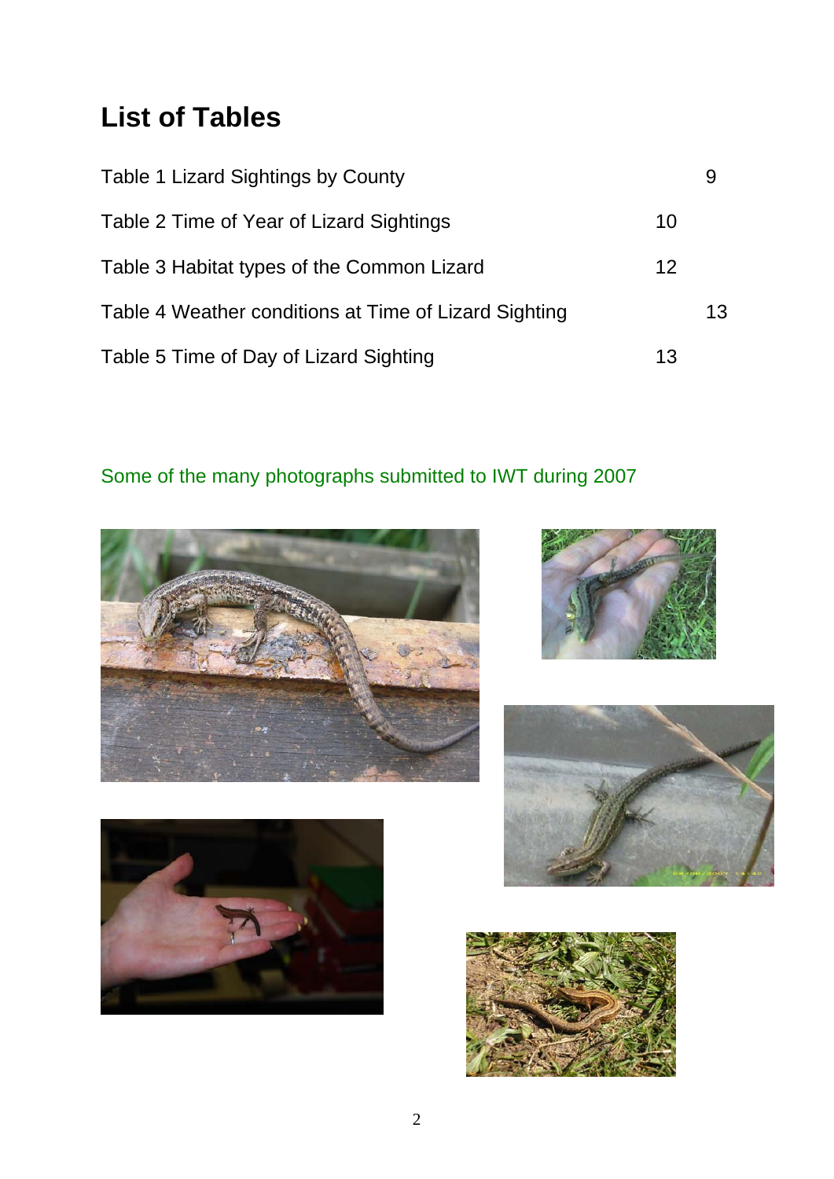## List of Tables

| | |
|---|---|
| Table 1 Lizard Sightings by County | 9 |
| Table 2 Time of Year of Lizard Sightings | 10 |
| Table 3 Habitat types of the Common Lizard | 12 |
| Table 4 Weather conditions at Time of Lizard Sighting | 13 |
| Table 5 Time of Day of Lizard Sighting | 13 |

Some of the many photographs submitted to IWT during 2007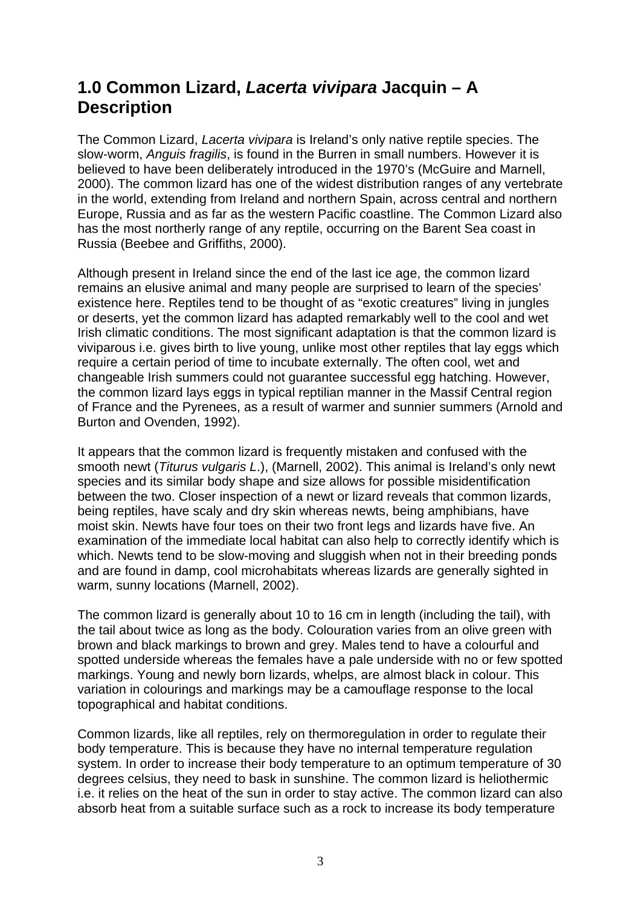## 1.0 Common Lizard, *Lacerta vivipara* Jacquin – A Description

The Common Lizard, *Lacerta vivipara* is Ireland's only native reptile species. The slow-worm, *Anguis fragilis*, is found in the Burren in small numbers. However it is believed to have been deliberately introduced in the 1970's (McGuire and Marnell, 2000). The common lizard has one of the widest distribution ranges of any vertebrate in the world, extending from Ireland and northern Spain, across central and northern Europe, Russia and as far as the western Pacific coastline. The Common Lizard also has the most northerly range of any reptile, occurring on the Barent Sea coast in Russia (Beebee and Griffiths, 2000).

Although present in Ireland since the end of the last ice age, the common lizard remains an elusive animal and many people are surprised to learn of the species' existence here. Reptiles tend to be thought of as "exotic creatures" living in jungles or deserts, yet the common lizard has adapted remarkably well to the cool and wet Irish climatic conditions. The most significant adaptation is that the common lizard is viviparous i.e. gives birth to live young, unlike most other reptiles that lay eggs which require a certain period of time to incubate externally. The often cool, wet and changeable Irish summers could not guarantee successful egg hatching. However, the common lizard lays eggs in typical reptilian manner in the Massif Central region of France and the Pyrenees, as a result of warmer and sunnier summers (Arnold and Burton and Ovenden, 1992).

It appears that the common lizard is frequently mistaken and confused with the smooth newt (*Titurus vulgaris L*.), (Marnell, 2002). This animal is Ireland's only newt species and its similar body shape and size allows for possible misidentification between the two. Closer inspection of a newt or lizard reveals that common lizards, being reptiles, have scaly and dry skin whereas newts, being amphibians, have moist skin. Newts have four toes on their two front legs and lizards have five. An examination of the immediate local habitat can also help to correctly identify which is which. Newts tend to be slow-moving and sluggish when not in their breeding ponds and are found in damp, cool microhabitats whereas lizards are generally sighted in warm, sunny locations (Marnell, 2002).

The common lizard is generally about 10 to 16 cm in length (including the tail), with the tail about twice as long as the body. Colouration varies from an olive green with brown and black markings to brown and grey. Males tend to have a colourful and spotted underside whereas the females have a pale underside with no or few spotted markings. Young and newly born lizards, whelps, are almost black in colour. This variation in colourings and markings may be a camouflage response to the local topographical and habitat conditions.

Common lizards, like all reptiles, rely on thermoregulation in order to regulate their body temperature. This is because they have no internal temperature regulation system. In order to increase their body temperature to an optimum temperature of 30 degrees celsius, they need to bask in sunshine. The common lizard is heliothermic i.e. it relies on the heat of the sun in order to stay active. The common lizard can also absorb heat from a suitable surface such as a rock to increase its body temperature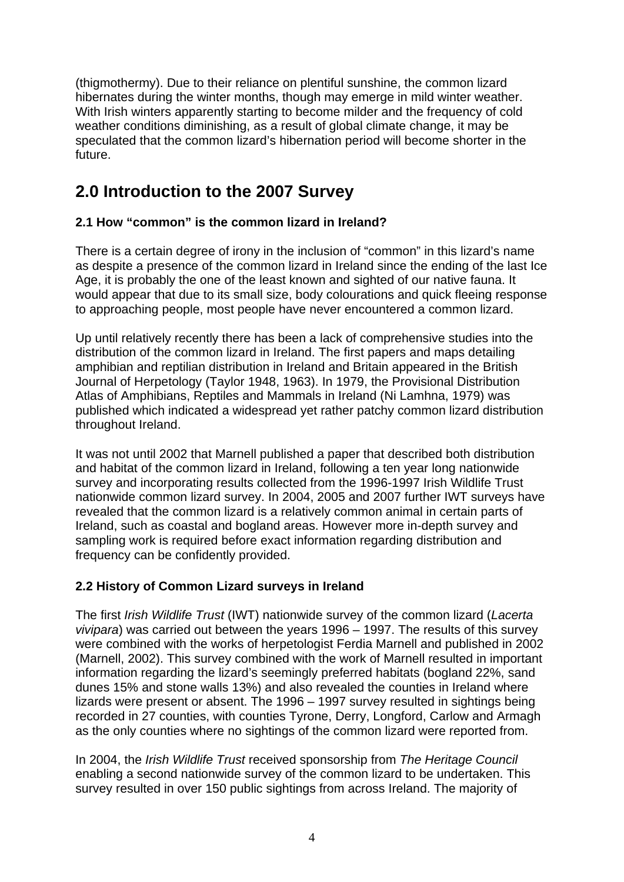(thigmothermy). Due to their reliance on plentiful sunshine, the common lizard hibernates during the winter months, though may emerge in mild winter weather. With Irish winters apparently starting to become milder and the frequency of cold weather conditions diminishing, as a result of global climate change, it may be speculated that the common lizard's hibernation period will become shorter in the future.

# 2.0 Introduction to the 2007 Survey

### 2.1 How "common" is the common lizard in Ireland?

There is a certain degree of irony in the inclusion of "common" in this lizard's name as despite a presence of the common lizard in Ireland since the ending of the last Ice Age, it is probably the one of the least known and sighted of our native fauna. It would appear that due to its small size, body colourations and quick fleeing response to approaching people, most people have never encountered a common lizard.

Up until relatively recently there has been a lack of comprehensive studies into the distribution of the common lizard in Ireland. The first papers and maps detailing amphibian and reptilian distribution in Ireland and Britain appeared in the British Journal of Herpetology (Taylor 1948, 1963). In 1979, the Provisional Distribution Atlas of Amphibians, Reptiles and Mammals in Ireland (Ni Lamhna, 1979) was published which indicated a widespread yet rather patchy common lizard distribution throughout Ireland.

It was not until 2002 that Marnell published a paper that described both distribution and habitat of the common lizard in Ireland, following a ten year long nationwide survey and incorporating results collected from the 1996-1997 Irish Wildlife Trust nationwide common lizard survey. In 2004, 2005 and 2007 further IWT surveys have revealed that the common lizard is a relatively common animal in certain parts of Ireland, such as coastal and bogland areas. However more in-depth survey and sampling work is required before exact information regarding distribution and frequency can be confidently provided.

### 2.2 History of Common Lizard surveys in Ireland

The first *Irish Wildlife Trust* (IWT) nationwide survey of the common lizard (*Lacerta vivipara*) was carried out between the years 1996 – 1997. The results of this survey were combined with the works of herpetologist Ferdia Marnell and published in 2002 (Marnell, 2002). This survey combined with the work of Marnell resulted in important information regarding the lizard's seemingly preferred habitats (bogland 22%, sand dunes 15% and stone walls 13%) and also revealed the counties in Ireland where lizards were present or absent. The 1996 – 1997 survey resulted in sightings being recorded in 27 counties, with counties Tyrone, Derry, Longford, Carlow and Armagh as the only counties where no sightings of the common lizard were reported from.

In 2004, the *Irish Wildlife Trust* received sponsorship from *The Heritage Council* enabling a second nationwide survey of the common lizard to be undertaken. This survey resulted in over 150 public sightings from across Ireland. The majority of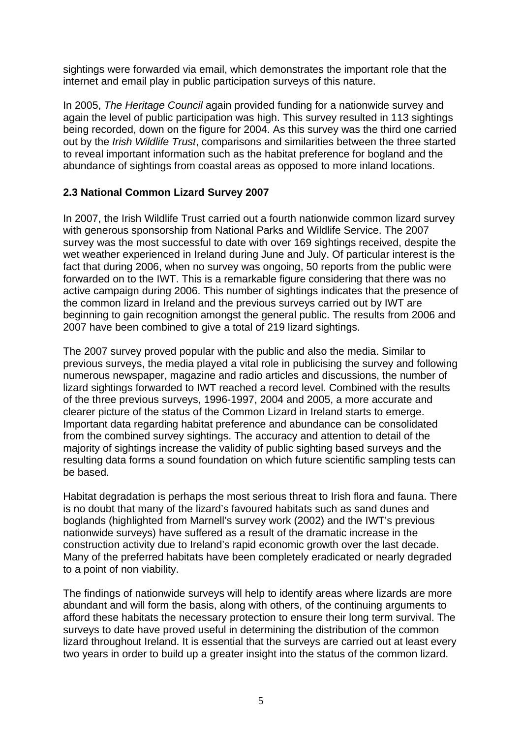sightings were forwarded via email, which demonstrates the important role that the internet and email play in public participation surveys of this nature.

In 2005, *The Heritage Council* again provided funding for a nationwide survey and again the level of public participation was high. This survey resulted in 113 sightings being recorded, down on the figure for 2004. As this survey was the third one carried out by the *Irish Wildlife Trust*, comparisons and similarities between the three started to reveal important information such as the habitat preference for bogland and the abundance of sightings from coastal areas as opposed to more inland locations.

### 2.3 National Common Lizard Survey 2007

In 2007, the Irish Wildlife Trust carried out a fourth nationwide common lizard survey with generous sponsorship from National Parks and Wildlife Service. The 2007 survey was the most successful to date with over 169 sightings received, despite the wet weather experienced in Ireland during June and July. Of particular interest is the fact that during 2006, when no survey was ongoing, 50 reports from the public were forwarded on to the IWT. This is a remarkable figure considering that there was no active campaign during 2006. This number of sightings indicates that the presence of the common lizard in Ireland and the previous surveys carried out by IWT are beginning to gain recognition amongst the general public. The results from 2006 and 2007 have been combined to give a total of 219 lizard sightings.

The 2007 survey proved popular with the public and also the media. Similar to previous surveys, the media played a vital role in publicising the survey and following numerous newspaper, magazine and radio articles and discussions, the number of lizard sightings forwarded to IWT reached a record level. Combined with the results of the three previous surveys, 1996-1997, 2004 and 2005, a more accurate and clearer picture of the status of the Common Lizard in Ireland starts to emerge. Important data regarding habitat preference and abundance can be consolidated from the combined survey sightings. The accuracy and attention to detail of the majority of sightings increase the validity of public sighting based surveys and the resulting data forms a sound foundation on which future scientific sampling tests can be based.

Habitat degradation is perhaps the most serious threat to Irish flora and fauna. There is no doubt that many of the lizard's favoured habitats such as sand dunes and boglands (highlighted from Marnell's survey work (2002) and the IWT's previous nationwide surveys) have suffered as a result of the dramatic increase in the construction activity due to Ireland's rapid economic growth over the last decade. Many of the preferred habitats have been completely eradicated or nearly degraded to a point of non viability.

The findings of nationwide surveys will help to identify areas where lizards are more abundant and will form the basis, along with others, of the continuing arguments to afford these habitats the necessary protection to ensure their long term survival. The surveys to date have proved useful in determining the distribution of the common lizard throughout Ireland. It is essential that the surveys are carried out at least every two years in order to build up a greater insight into the status of the common lizard.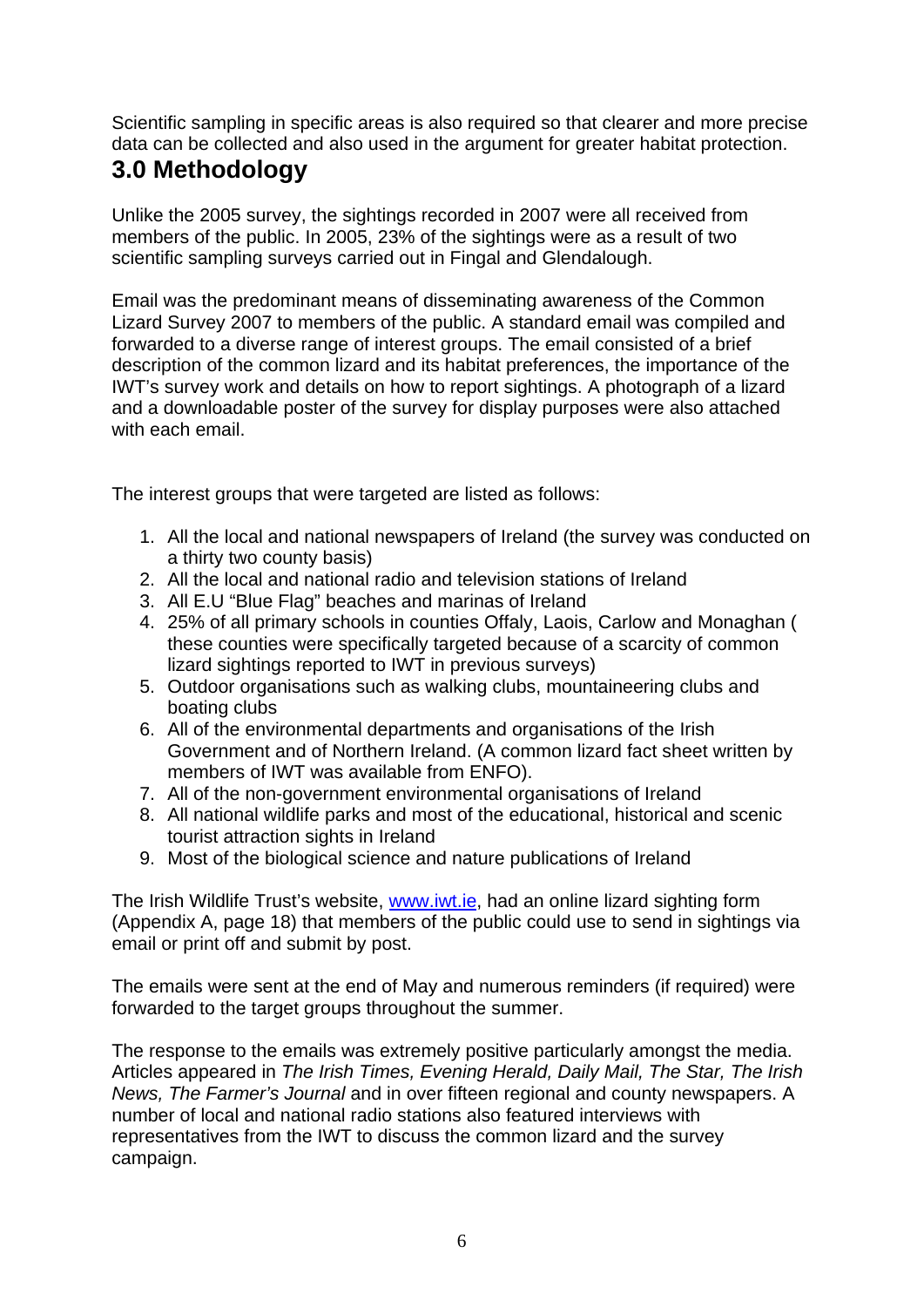Scientific sampling in specific areas is also required so that clearer and more precise data can be collected and also used in the argument for greater habitat protection.

# 3.0 Methodology

Unlike the 2005 survey, the sightings recorded in 2007 were all received from members of the public. In 2005, 23% of the sightings were as a result of two scientific sampling surveys carried out in Fingal and Glendalough.

Email was the predominant means of disseminating awareness of the Common Lizard Survey 2007 to members of the public. A standard email was compiled and forwarded to a diverse range of interest groups. The email consisted of a brief description of the common lizard and its habitat preferences, the importance of the IWT's survey work and details on how to report sightings. A photograph of a lizard and a downloadable poster of the survey for display purposes were also attached with each email.

The interest groups that were targeted are listed as follows:

1. All the local and national newspapers of Ireland (the survey was conducted on a thirty two county basis)
2. All the local and national radio and television stations of Ireland
3. All E.U "Blue Flag" beaches and marinas of Ireland
4. 25% of all primary schools in counties Offaly, Laois, Carlow and Monaghan ( these counties were specifically targeted because of a scarcity of common lizard sightings reported to IWT in previous surveys)
5. Outdoor organisations such as walking clubs, mountaineering clubs and boating clubs
6. All of the environmental departments and organisations of the Irish Government and of Northern Ireland. (A common lizard fact sheet written by members of IWT was available from ENFO).
7. All of the non-government environmental organisations of Ireland
8. All national wildlife parks and most of the educational, historical and scenic tourist attraction sights in Ireland
9. Most of the biological science and nature publications of Ireland

The Irish Wildlife Trust's website, [www.iwt.ie](http://www.iwt.ie), had an online lizard sighting form (Appendix A, page 18) that members of the public could use to send in sightings via email or print off and submit by post.

The emails were sent at the end of May and numerous reminders (if required) were forwarded to the target groups throughout the summer.

The response to the emails was extremely positive particularly amongst the media. Articles appeared in *The Irish Times, Evening Herald, Daily Mail, The Star, The Irish News, The Farmer's Journal* and in over fifteen regional and county newspapers. A number of local and national radio stations also featured interviews with representatives from the IWT to discuss the common lizard and the survey campaign.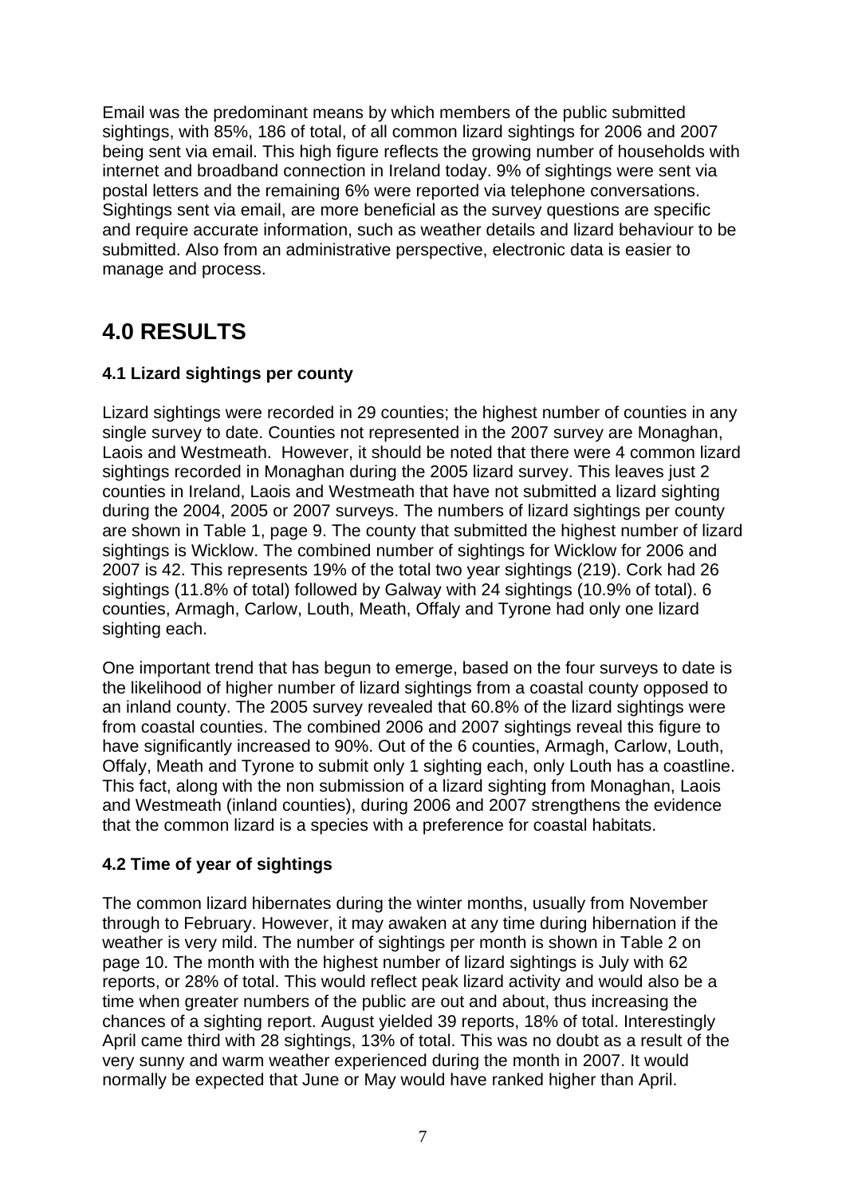Email was the predominant means by which members of the public submitted sightings, with 85%, 186 of total, of all common lizard sightings for 2006 and 2007 being sent via email. This high figure reflects the growing number of households with internet and broadband connection in Ireland today. 9% of sightings were sent via postal letters and the remaining 6% were reported via telephone conversations. Sightings sent via email, are more beneficial as the survey questions are specific and require accurate information, such as weather details and lizard behaviour to be submitted. Also from an administrative perspective, electronic data is easier to manage and process.

# 4.0 RESULTS

### 4.1 Lizard sightings per county

Lizard sightings were recorded in 29 counties; the highest number of counties in any single survey to date. Counties not represented in the 2007 survey are Monaghan, Laois and Westmeath. However, it should be noted that there were 4 common lizard sightings recorded in Monaghan during the 2005 lizard survey. This leaves just 2 counties in Ireland, Laois and Westmeath that have not submitted a lizard sighting during the 2004, 2005 or 2007 surveys. The numbers of lizard sightings per county are shown in Table 1, page 9. The county that submitted the highest number of lizard sightings is Wicklow. The combined number of sightings for Wicklow for 2006 and 2007 is 42. This represents 19% of the total two year sightings (219). Cork had 26 sightings (11.8% of total) followed by Galway with 24 sightings (10.9% of total). 6 counties, Armagh, Carlow, Louth, Meath, Offaly and Tyrone had only one lizard sighting each.

One important trend that has begun to emerge, based on the four surveys to date is the likelihood of higher number of lizard sightings from a coastal county opposed to an inland county. The 2005 survey revealed that 60.8% of the lizard sightings were from coastal counties. The combined 2006 and 2007 sightings reveal this figure to have significantly increased to 90%. Out of the 6 counties, Armagh, Carlow, Louth, Offaly, Meath and Tyrone to submit only 1 sighting each, only Louth has a coastline. This fact, along with the non submission of a lizard sighting from Monaghan, Laois and Westmeath (inland counties), during 2006 and 2007 strengthens the evidence that the common lizard is a species with a preference for coastal habitats.

### 4.2 Time of year of sightings

The common lizard hibernates during the winter months, usually from November through to February. However, it may awaken at any time during hibernation if the weather is very mild. The number of sightings per month is shown in Table 2 on page 10. The month with the highest number of lizard sightings is July with 62 reports, or 28% of total. This would reflect peak lizard activity and would also be a time when greater numbers of the public are out and about, thus increasing the chances of a sighting report. August yielded 39 reports, 18% of total. Interestingly April came third with 28 sightings, 13% of total. This was no doubt as a result of the very sunny and warm weather experienced during the month in 2007. It would normally be expected that June or May would have ranked higher than April.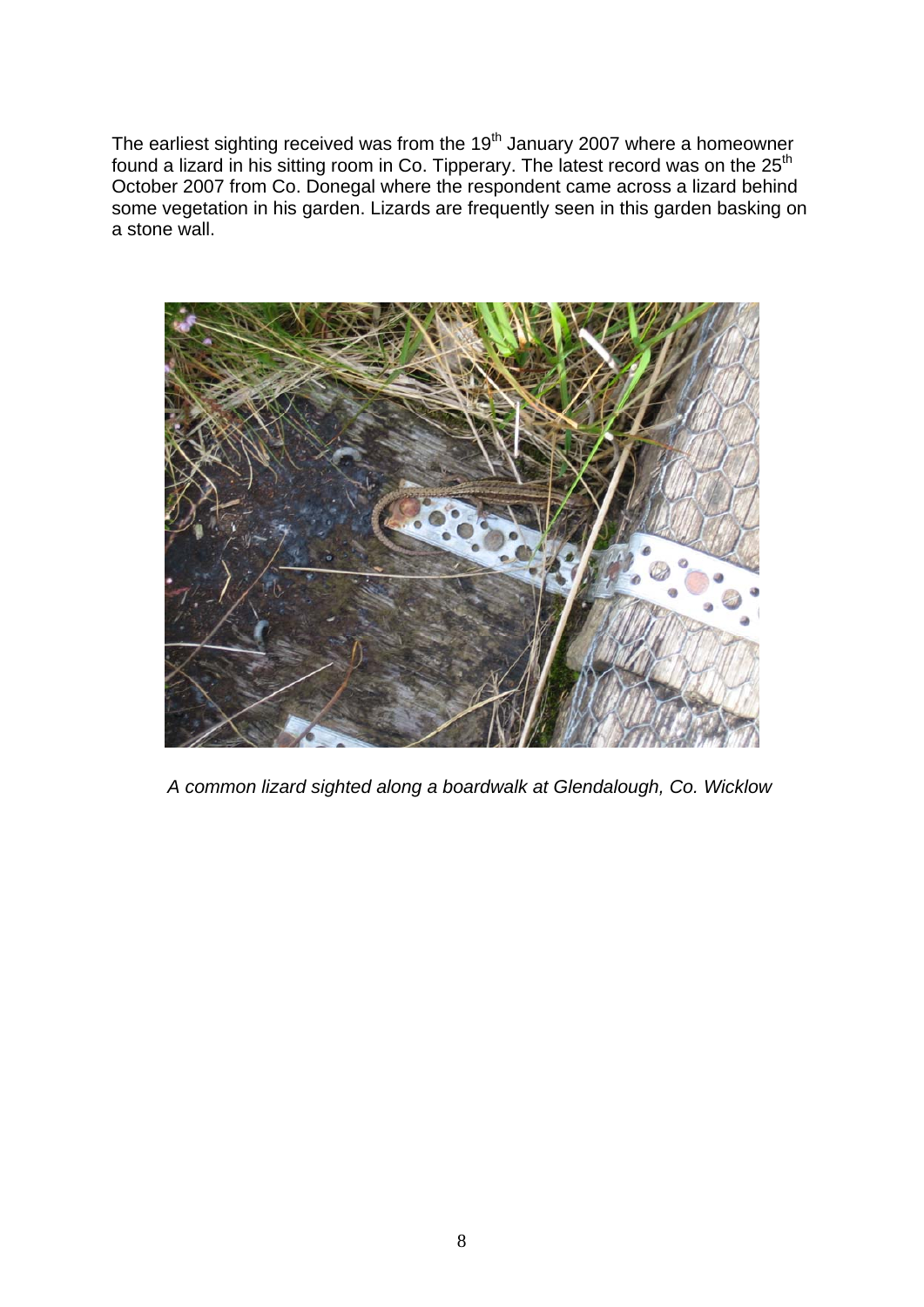The earliest sighting received was from the 19th January 2007 where a homeowner found a lizard in his sitting room in Co. Tipperary. The latest record was on the 25th October 2007 from Co. Donegal where the respondent came across a lizard behind some vegetation in his garden. Lizards are frequently seen in this garden basking on a stone wall.

*A common lizard sighted along a boardwalk at Glendalough, Co. Wicklow*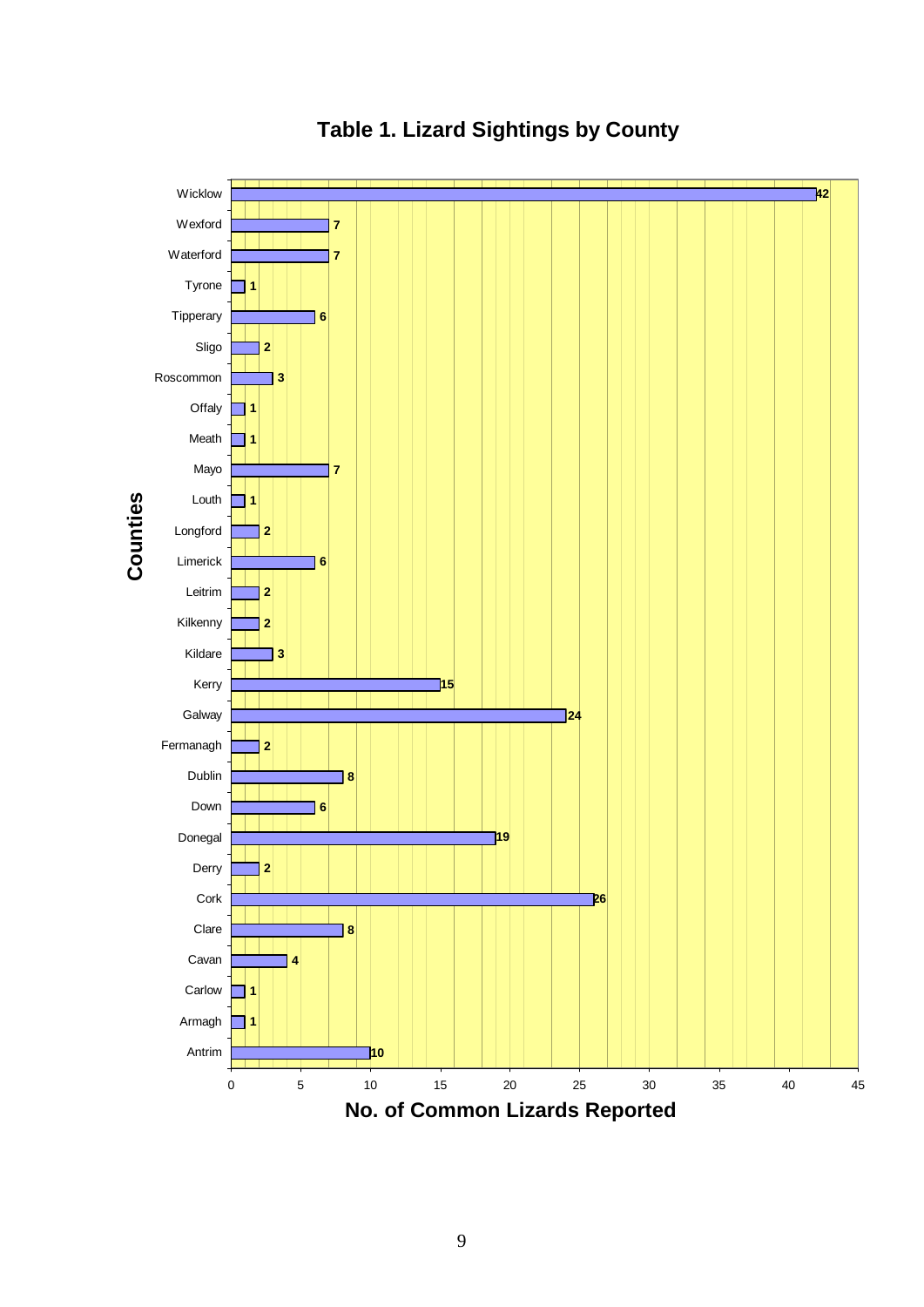## Table 1. Lizard Sightings by County

| Counties | No. of Common Lizards Reported |
|---|---|
| Wicklow | 42 |
| Wexford | 7 |
| Waterford | 7 |
| Tyrone | 1 |
| Tipperary | 6 |
| Sligo | 2 |
| Roscommon | 3 |
| Offaly | 1 |
| Meath | 1 |
| Mayo | 7 |
| Louth | 1 |
| Longford | 2 |
| Limerick | 6 |
| Leitrim | 2 |
| Kilkenny | 2 |
| Kildare | 3 |
| Kerry | 15 |
| Galway | 24 |
| Fermanagh | 2 |
| Dublin | 8 |
| Down | 6 |
| Donegal | 19 |
| Derry | 2 |
| Cork | 26 |
| Clare | 8 |
| Cavan | 4 |
| Carlow | 1 |
| Armagh | 1 |
| Antrim | 10 |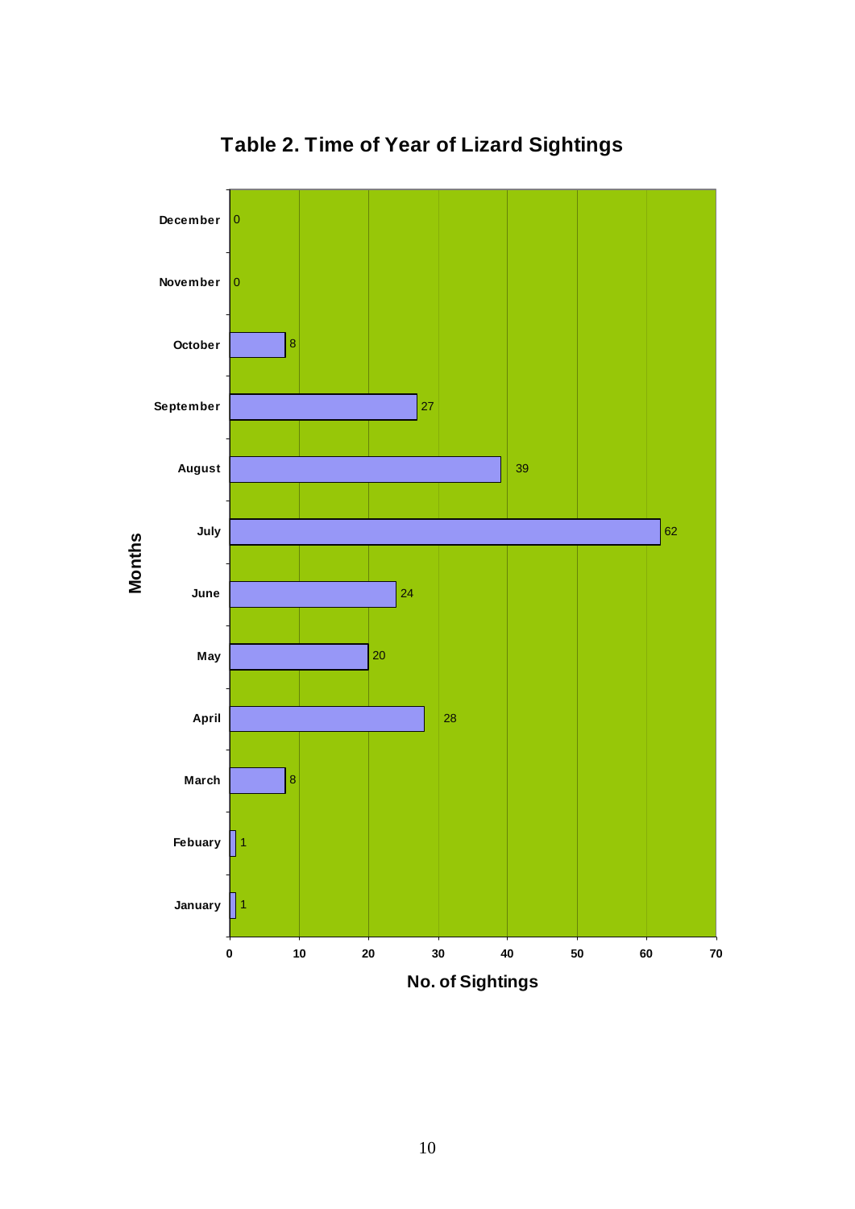**Table 2. Time of Year of Lizard Sightings**

| Months | No. of Sightings |
|---|---|
| December | 0 |
| November | 0 |
| October | 8 |
| September | 27 |
| August | 39 |
| July | 62 |
| June | 24 |
| May | 20 |
| April | 28 |
| March | 8 |
| Febuary | 1 |
| January | 1 |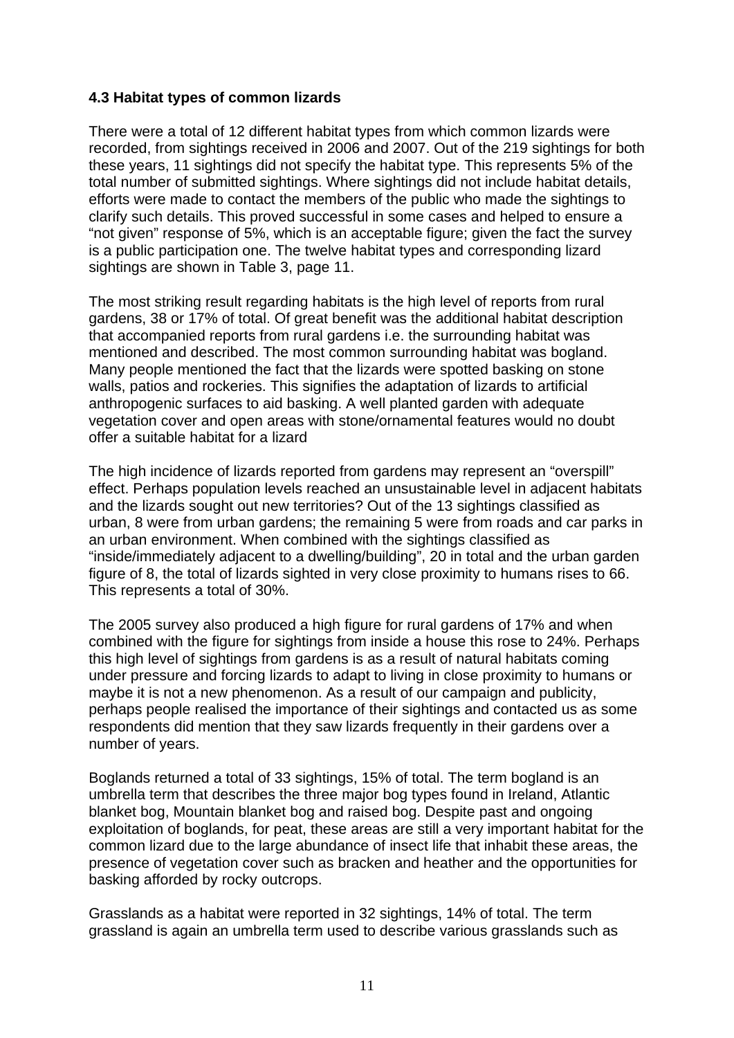### 4.3 Habitat types of common lizards

There were a total of 12 different habitat types from which common lizards were recorded, from sightings received in 2006 and 2007. Out of the 219 sightings for both these years, 11 sightings did not specify the habitat type. This represents 5% of the total number of submitted sightings. Where sightings did not include habitat details, efforts were made to contact the members of the public who made the sightings to clarify such details. This proved successful in some cases and helped to ensure a "not given" response of 5%, which is an acceptable figure; given the fact the survey is a public participation one. The twelve habitat types and corresponding lizard sightings are shown in Table 3, page 11.

The most striking result regarding habitats is the high level of reports from rural gardens, 38 or 17% of total. Of great benefit was the additional habitat description that accompanied reports from rural gardens i.e. the surrounding habitat was mentioned and described. The most common surrounding habitat was bogland. Many people mentioned the fact that the lizards were spotted basking on stone walls, patios and rockeries. This signifies the adaptation of lizards to artificial anthropogenic surfaces to aid basking. A well planted garden with adequate vegetation cover and open areas with stone/ornamental features would no doubt offer a suitable habitat for a lizard

The high incidence of lizards reported from gardens may represent an "overspill" effect. Perhaps population levels reached an unsustainable level in adjacent habitats and the lizards sought out new territories? Out of the 13 sightings classified as urban, 8 were from urban gardens; the remaining 5 were from roads and car parks in an urban environment. When combined with the sightings classified as "inside/immediately adjacent to a dwelling/building", 20 in total and the urban garden figure of 8, the total of lizards sighted in very close proximity to humans rises to 66. This represents a total of 30%.

The 2005 survey also produced a high figure for rural gardens of 17% and when combined with the figure for sightings from inside a house this rose to 24%. Perhaps this high level of sightings from gardens is as a result of natural habitats coming under pressure and forcing lizards to adapt to living in close proximity to humans or maybe it is not a new phenomenon. As a result of our campaign and publicity, perhaps people realised the importance of their sightings and contacted us as some respondents did mention that they saw lizards frequently in their gardens over a number of years.

Boglands returned a total of 33 sightings, 15% of total. The term bogland is an umbrella term that describes the three major bog types found in Ireland, Atlantic blanket bog, Mountain blanket bog and raised bog. Despite past and ongoing exploitation of boglands, for peat, these areas are still a very important habitat for the common lizard due to the large abundance of insect life that inhabit these areas, the presence of vegetation cover such as bracken and heather and the opportunities for basking afforded by rocky outcrops.

Grasslands as a habitat were reported in 32 sightings, 14% of total. The term grassland is again an umbrella term used to describe various grasslands such as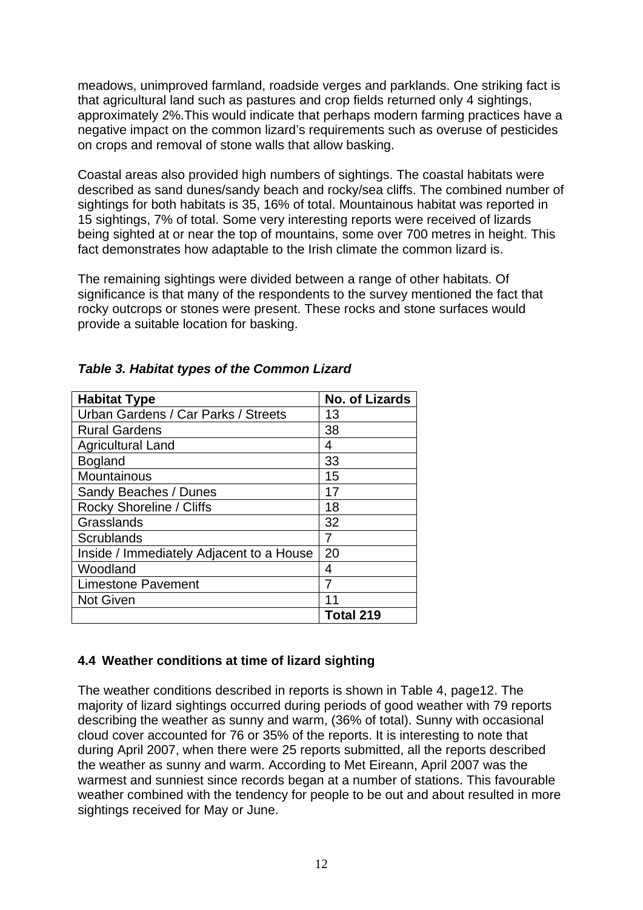meadows, unimproved farmland, roadside verges and parklands. One striking fact is that agricultural land such as pastures and crop fields returned only 4 sightings, approximately 2%.This would indicate that perhaps modern farming practices have a negative impact on the common lizard's requirements such as overuse of pesticides on crops and removal of stone walls that allow basking.

Coastal areas also provided high numbers of sightings. The coastal habitats were described as sand dunes/sandy beach and rocky/sea cliffs. The combined number of sightings for both habitats is 35, 16% of total. Mountainous habitat was reported in 15 sightings, 7% of total. Some very interesting reports were received of lizards being sighted at or near the top of mountains, some over 700 metres in height. This fact demonstrates how adaptable to the Irish climate the common lizard is.

The remaining sightings were divided between a range of other habitats. Of significance is that many of the respondents to the survey mentioned the fact that rocky outcrops or stones were present. These rocks and stone surfaces would provide a suitable location for basking.

***Table 3. Habitat types of the Common Lizard***

| Habitat Type | No. of Lizards |
|---|---|
| Urban Gardens / Car Parks / Streets | 13 |
| Rural Gardens | 38 |
| Agricultural Land | 4 |
| Bogland | 33 |
| Mountainous | 15 |
| Sandy Beaches / Dunes | 17 |
| Rocky Shoreline / Cliffs | 18 |
| Grasslands | 32 |
| Scrublands | 7 |
| Inside / Immediately Adjacent to a House | 20 |
| Woodland | 4 |
| Limestone Pavement | 7 |
| Not Given | 11 |
| | **Total 219** |

### 4.4 Weather conditions at time of lizard sighting

The weather conditions described in reports is shown in Table 4, page12. The majority of lizard sightings occurred during periods of good weather with 79 reports describing the weather as sunny and warm, (36% of total). Sunny with occasional cloud cover accounted for 76 or 35% of the reports. It is interesting to note that during April 2007, when there were 25 reports submitted, all the reports described the weather as sunny and warm. According to Met Eireann, April 2007 was the warmest and sunniest since records began at a number of stations. This favourable weather combined with the tendency for people to be out and about resulted in more sightings received for May or June.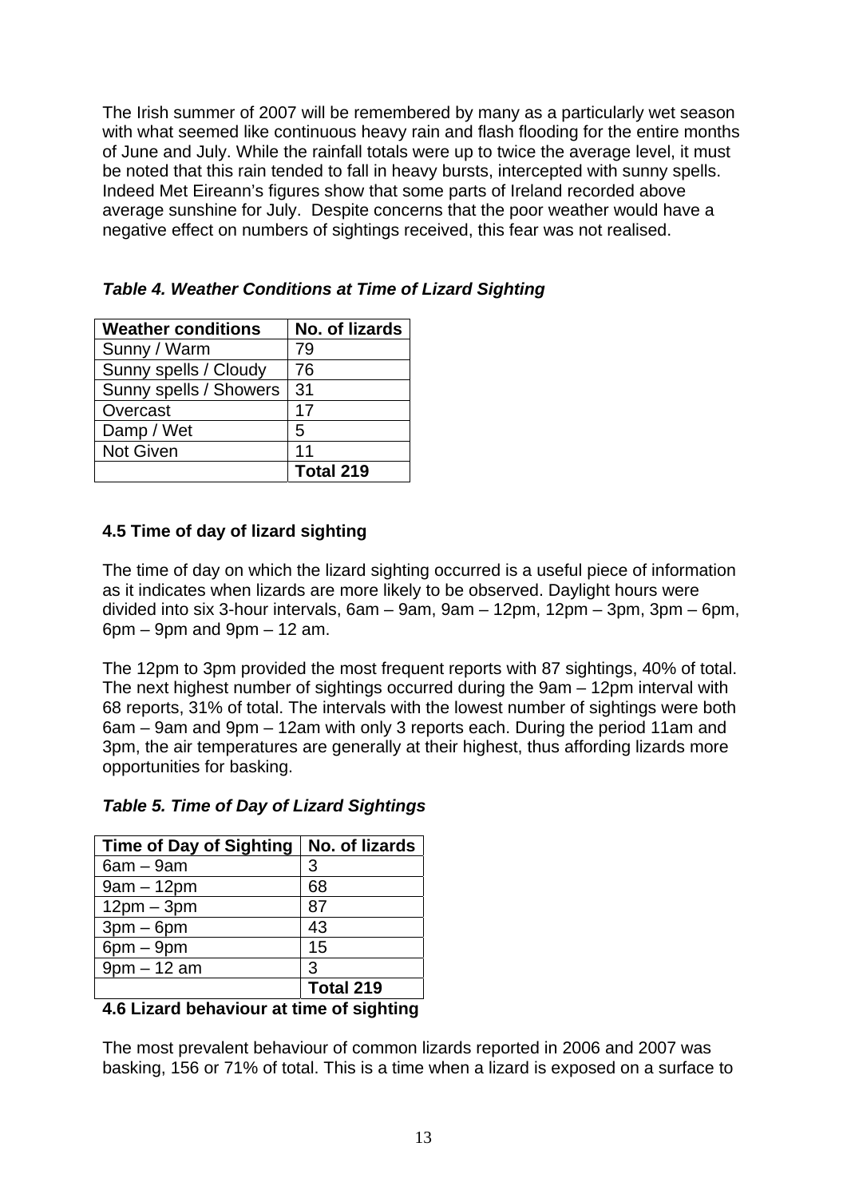The Irish summer of 2007 will be remembered by many as a particularly wet season with what seemed like continuous heavy rain and flash flooding for the entire months of June and July. While the rainfall totals were up to twice the average level, it must be noted that this rain tended to fall in heavy bursts, intercepted with sunny spells. Indeed Met Eireann's figures show that some parts of Ireland recorded above average sunshine for July. Despite concerns that the poor weather would have a negative effect on numbers of sightings received, this fear was not realised.

***Table 4. Weather Conditions at Time of Lizard Sighting***

| Weather conditions | No. of lizards |
|---|---|
| Sunny / Warm | 79 |
| Sunny spells / Cloudy | 76 |
| Sunny spells / Showers | 31 |
| Overcast | 17 |
| Damp / Wet | 5 |
| Not Given | 11 |
| | **Total 219** |

### 4.5 Time of day of lizard sighting

The time of day on which the lizard sighting occurred is a useful piece of information as it indicates when lizards are more likely to be observed. Daylight hours were divided into six 3-hour intervals, 6am – 9am, 9am – 12pm, 12pm – 3pm, 3pm – 6pm, 6pm – 9pm and 9pm – 12 am.

The 12pm to 3pm provided the most frequent reports with 87 sightings, 40% of total. The next highest number of sightings occurred during the 9am – 12pm interval with 68 reports, 31% of total. The intervals with the lowest number of sightings were both 6am – 9am and 9pm – 12am with only 3 reports each. During the period 11am and 3pm, the air temperatures are generally at their highest, thus affording lizards more opportunities for basking.

***Table 5. Time of Day of Lizard Sightings***

| Time of Day of Sighting | No. of lizards |
|---|---|
| 6am – 9am | 3 |
| 9am – 12pm | 68 |
| 12pm – 3pm | 87 |
| 3pm – 6pm | 43 |
| 6pm – 9pm | 15 |
| 9pm – 12 am | 3 |
| | **Total 219** |

### 4.6 Lizard behaviour at time of sighting

The most prevalent behaviour of common lizards reported in 2006 and 2007 was basking, 156 or 71% of total. This is a time when a lizard is exposed on a surface to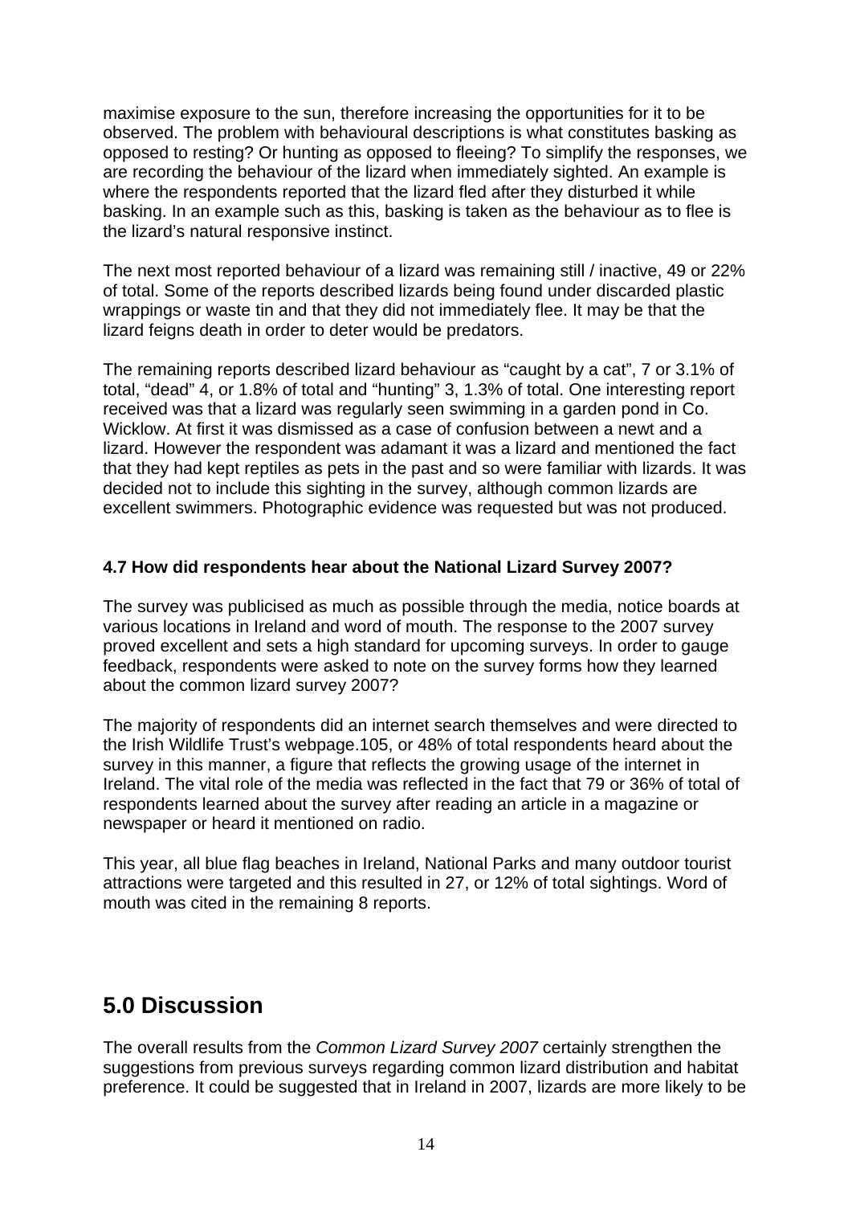maximise exposure to the sun, therefore increasing the opportunities for it to be observed. The problem with behavioural descriptions is what constitutes basking as opposed to resting? Or hunting as opposed to fleeing? To simplify the responses, we are recording the behaviour of the lizard when immediately sighted. An example is where the respondents reported that the lizard fled after they disturbed it while basking. In an example such as this, basking is taken as the behaviour as to flee is the lizard's natural responsive instinct.

The next most reported behaviour of a lizard was remaining still / inactive, 49 or 22% of total. Some of the reports described lizards being found under discarded plastic wrappings or waste tin and that they did not immediately flee. It may be that the lizard feigns death in order to deter would be predators.

The remaining reports described lizard behaviour as "caught by a cat", 7 or 3.1% of total, "dead" 4, or 1.8% of total and "hunting" 3, 1.3% of total. One interesting report received was that a lizard was regularly seen swimming in a garden pond in Co. Wicklow. At first it was dismissed as a case of confusion between a newt and a lizard. However the respondent was adamant it was a lizard and mentioned the fact that they had kept reptiles as pets in the past and so were familiar with lizards. It was decided not to include this sighting in the survey, although common lizards are excellent swimmers. Photographic evidence was requested but was not produced.

#### 4.7 How did respondents hear about the National Lizard Survey 2007?

The survey was publicised as much as possible through the media, notice boards at various locations in Ireland and word of mouth. The response to the 2007 survey proved excellent and sets a high standard for upcoming surveys. In order to gauge feedback, respondents were asked to note on the survey forms how they learned about the common lizard survey 2007?

The majority of respondents did an internet search themselves and were directed to the Irish Wildlife Trust's webpage.105, or 48% of total respondents heard about the survey in this manner, a figure that reflects the growing usage of the internet in Ireland. The vital role of the media was reflected in the fact that 79 or 36% of total of respondents learned about the survey after reading an article in a magazine or newspaper or heard it mentioned on radio.

This year, all blue flag beaches in Ireland, National Parks and many outdoor tourist attractions were targeted and this resulted in 27, or 12% of total sightings. Word of mouth was cited in the remaining 8 reports.

## 5.0 Discussion

The overall results from the *Common Lizard Survey 2007* certainly strengthen the suggestions from previous surveys regarding common lizard distribution and habitat preference. It could be suggested that in Ireland in 2007, lizards are more likely to be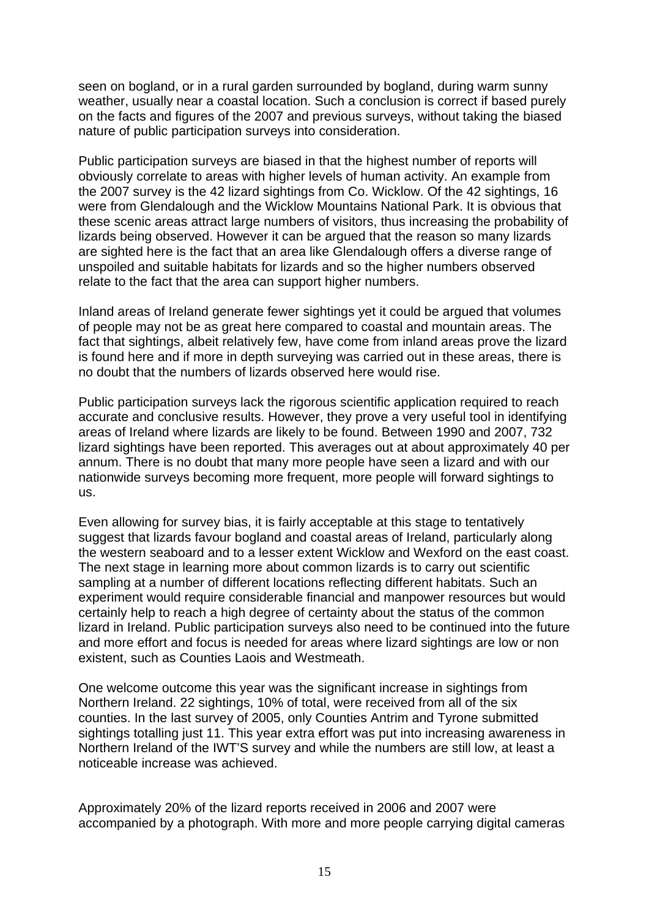seen on bogland, or in a rural garden surrounded by bogland, during warm sunny weather, usually near a coastal location. Such a conclusion is correct if based purely on the facts and figures of the 2007 and previous surveys, without taking the biased nature of public participation surveys into consideration.

Public participation surveys are biased in that the highest number of reports will obviously correlate to areas with higher levels of human activity. An example from the 2007 survey is the 42 lizard sightings from Co. Wicklow. Of the 42 sightings, 16 were from Glendalough and the Wicklow Mountains National Park. It is obvious that these scenic areas attract large numbers of visitors, thus increasing the probability of lizards being observed. However it can be argued that the reason so many lizards are sighted here is the fact that an area like Glendalough offers a diverse range of unspoiled and suitable habitats for lizards and so the higher numbers observed relate to the fact that the area can support higher numbers.

Inland areas of Ireland generate fewer sightings yet it could be argued that volumes of people may not be as great here compared to coastal and mountain areas. The fact that sightings, albeit relatively few, have come from inland areas prove the lizard is found here and if more in depth surveying was carried out in these areas, there is no doubt that the numbers of lizards observed here would rise.

Public participation surveys lack the rigorous scientific application required to reach accurate and conclusive results. However, they prove a very useful tool in identifying areas of Ireland where lizards are likely to be found. Between 1990 and 2007, 732 lizard sightings have been reported. This averages out at about approximately 40 per annum. There is no doubt that many more people have seen a lizard and with our nationwide surveys becoming more frequent, more people will forward sightings to us.

Even allowing for survey bias, it is fairly acceptable at this stage to tentatively suggest that lizards favour bogland and coastal areas of Ireland, particularly along the western seaboard and to a lesser extent Wicklow and Wexford on the east coast. The next stage in learning more about common lizards is to carry out scientific sampling at a number of different locations reflecting different habitats. Such an experiment would require considerable financial and manpower resources but would certainly help to reach a high degree of certainty about the status of the common lizard in Ireland. Public participation surveys also need to be continued into the future and more effort and focus is needed for areas where lizard sightings are low or non existent, such as Counties Laois and Westmeath.

One welcome outcome this year was the significant increase in sightings from Northern Ireland. 22 sightings, 10% of total, were received from all of the six counties. In the last survey of 2005, only Counties Antrim and Tyrone submitted sightings totalling just 11. This year extra effort was put into increasing awareness in Northern Ireland of the IWT'S survey and while the numbers are still low, at least a noticeable increase was achieved.

Approximately 20% of the lizard reports received in 2006 and 2007 were accompanied by a photograph. With more and more people carrying digital cameras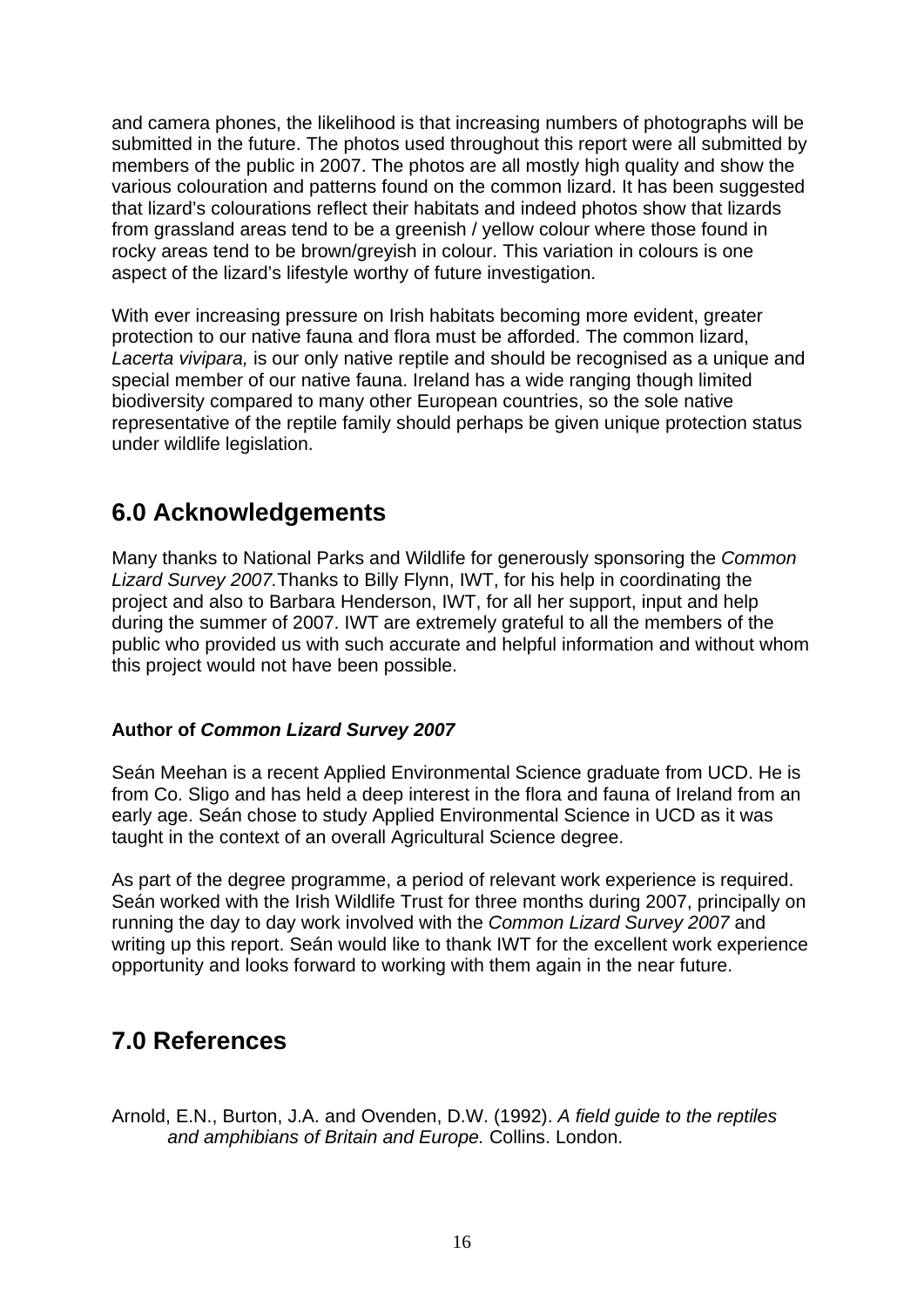and camera phones, the likelihood is that increasing numbers of photographs will be submitted in the future. The photos used throughout this report were all submitted by members of the public in 2007. The photos are all mostly high quality and show the various colouration and patterns found on the common lizard. It has been suggested that lizard's colourations reflect their habitats and indeed photos show that lizards from grassland areas tend to be a greenish / yellow colour where those found in rocky areas tend to be brown/greyish in colour. This variation in colours is one aspect of the lizard's lifestyle worthy of future investigation.

With ever increasing pressure on Irish habitats becoming more evident, greater protection to our native fauna and flora must be afforded. The common lizard, *Lacerta vivipara,* is our only native reptile and should be recognised as a unique and special member of our native fauna. Ireland has a wide ranging though limited biodiversity compared to many other European countries, so the sole native representative of the reptile family should perhaps be given unique protection status under wildlife legislation.

## 6.0 Acknowledgements

Many thanks to National Parks and Wildlife for generously sponsoring the *Common Lizard Survey 2007.*Thanks to Billy Flynn, IWT, for his help in coordinating the project and also to Barbara Henderson, IWT, for all her support, input and help during the summer of 2007. IWT are extremely grateful to all the members of the public who provided us with such accurate and helpful information and without whom this project would not have been possible.

**Author of *Common Lizard Survey 2007***

Seán Meehan is a recent Applied Environmental Science graduate from UCD. He is from Co. Sligo and has held a deep interest in the flora and fauna of Ireland from an early age. Seán chose to study Applied Environmental Science in UCD as it was taught in the context of an overall Agricultural Science degree.

As part of the degree programme, a period of relevant work experience is required. Seán worked with the Irish Wildlife Trust for three months during 2007, principally on running the day to day work involved with the *Common Lizard Survey 2007* and writing up this report. Seán would like to thank IWT for the excellent work experience opportunity and looks forward to working with them again in the near future.

## 7.0 References

Arnold, E.N., Burton, J.A. and Ovenden, D.W. (1992). *A field guide to the reptiles and amphibians of Britain and Europe.* Collins. London.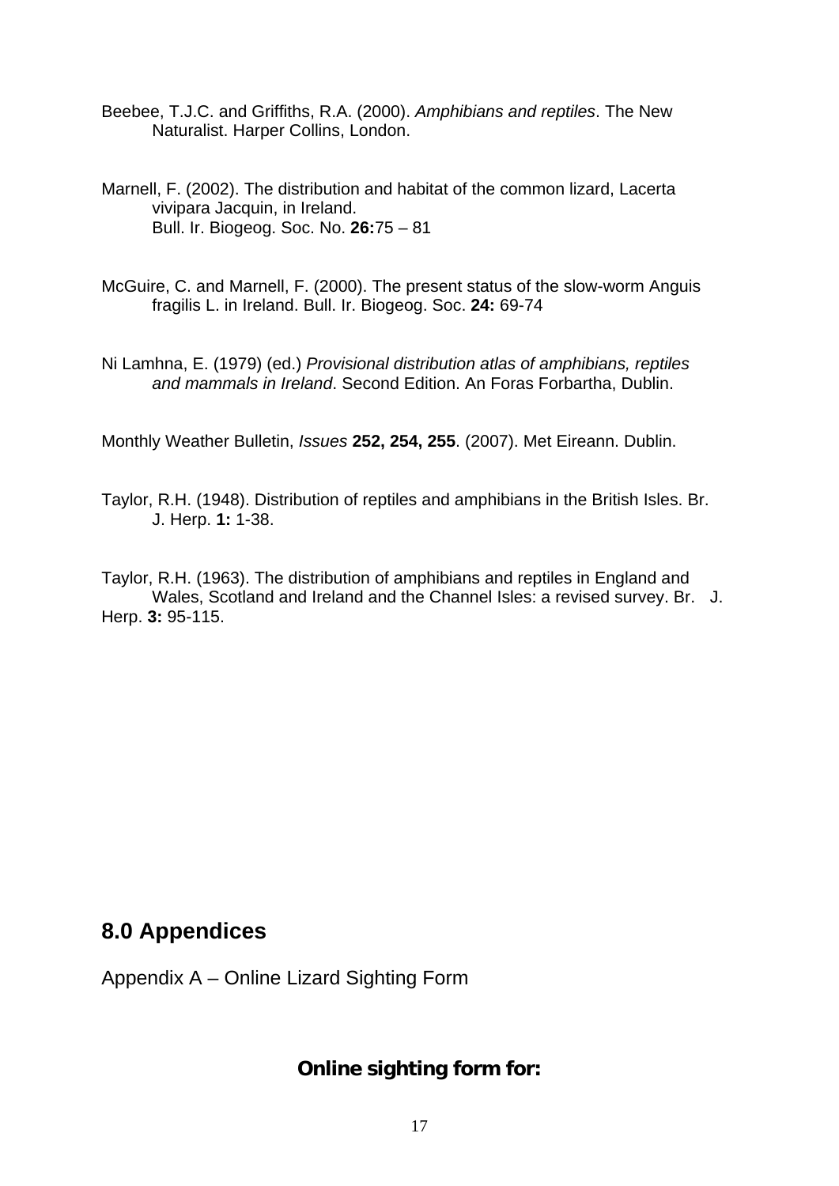Beebee, T.J.C. and Griffiths, R.A. (2000). *Amphibians and reptiles*. The New Naturalist. Harper Collins, London.

Marnell, F. (2002). The distribution and habitat of the common lizard, Lacerta vivipara Jacquin, in Ireland. Bull. Ir. Biogeog. Soc. No. **26:**75 – 81

McGuire, C. and Marnell, F. (2000). The present status of the slow-worm Anguis fragilis L. in Ireland. Bull. Ir. Biogeog. Soc. **24:** 69-74

Ni Lamhna, E. (1979) (ed.) *Provisional distribution atlas of amphibians, reptiles and mammals in Ireland*. Second Edition. An Foras Forbartha, Dublin.

Monthly Weather Bulletin, *Issues* **252, 254, 255**. (2007). Met Eireann. Dublin.

Taylor, R.H. (1948). Distribution of reptiles and amphibians in the British Isles. Br. J. Herp. **1:** 1-38.

Taylor, R.H. (1963). The distribution of amphibians and reptiles in England and Wales, Scotland and Ireland and the Channel Isles: a revised survey. Br. J. Herp. **3:** 95-115.

## 8.0 Appendices

Appendix A – Online Lizard Sighting Form

**Online sighting form for:**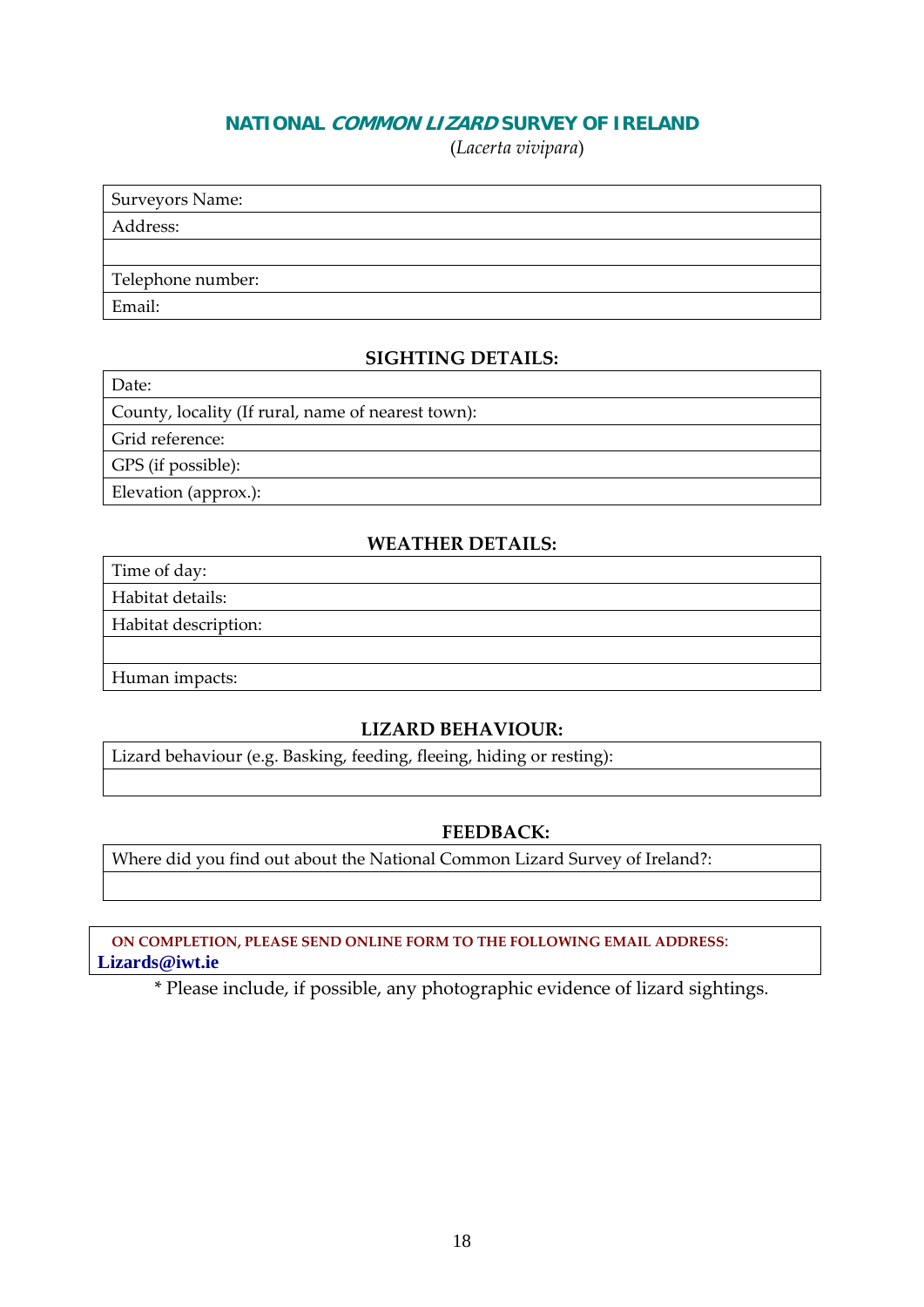# NATIONAL *COMMON LIZARD* SURVEY OF IRELAND

(*Lacerta vivipara*)

| |
|---|
| Surveyors Name: |
| Address: |
| |
| Telephone number: |
| Email: |

## SIGHTING DETAILS:

| |
|---|
| Date: |
| County, locality (If rural, name of nearest town): |
| Grid reference: |
| GPS (if possible): |
| Elevation (approx.): |

## WEATHER DETAILS:

| |
|---|
| Time of day: |
| Habitat details: |
| Habitat description: |
| |
| Human impacts: |

## LIZARD BEHAVIOUR:

| |
|---|
| Lizard behaviour (e.g. Basking, feeding, fleeing, hiding or resting): |
| |

## FEEDBACK:

| |
|---|
| Where did you find out about the National Common Lizard Survey of Ireland?: |
| |

**ON COMPLETION, PLEASE SEND ONLINE FORM TO THE FOLLOWING EMAIL ADDRESS**:
**Lizards@iwt.ie**

* Please include, if possible, any photographic evidence of lizard sightings.